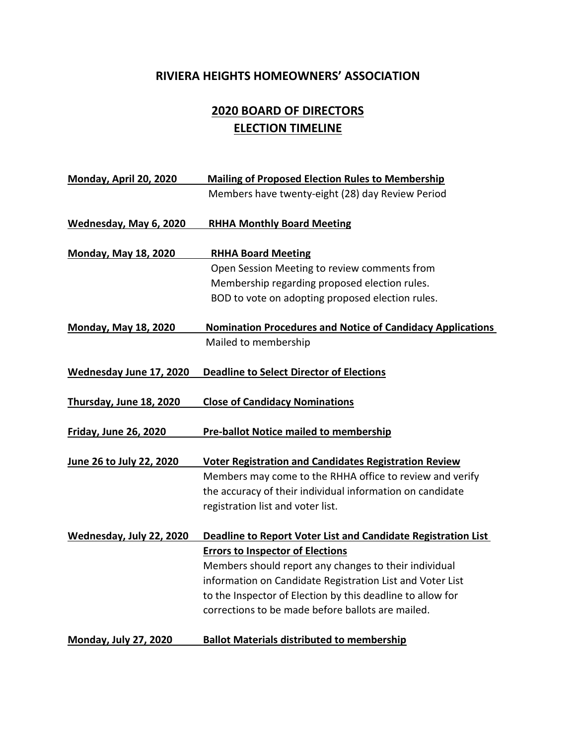# RIVIERA HEIGHTS HOMEOWNERS' ASSOCIATION

## 2020 BOARD OF DIRECTORS
## ELECTION TIMELINE

**Monday, April 20, 2020** — **Mailing of Proposed Election Rules to Membership**
Members have twenty-eight (28) day Review Period

**Wednesday, May 6, 2020** — **RHHA Monthly Board Meeting**

**Monday, May 18, 2020** — **RHHA Board Meeting**
Open Session Meeting to review comments from Membership regarding proposed election rules.
BOD to vote on adopting proposed election rules.

**Monday, May 18, 2020** — **Nomination Procedures and Notice of Candidacy Applications**
Mailed to membership

**Wednesday June 17, 2020** — **Deadline to Select Director of Elections**

**Thursday, June 18, 2020** — **Close of Candidacy Nominations**

**Friday, June 26, 2020** — **Pre-ballot Notice mailed to membership**

**June 26 to July 22, 2020** — **Voter Registration and Candidates Registration Review**
Members may come to the RHHA office to review and verify the accuracy of their individual information on candidate registration list and voter list.

**Wednesday, July 22, 2020** — **Deadline to Report Voter List and Candidate Registration List Errors to Inspector of Elections**
Members should report any changes to their individual information on Candidate Registration List and Voter List to the Inspector of Election by this deadline to allow for corrections to be made before ballots are mailed.

**Monday, July 27, 2020** — **Ballot Materials distributed to membership**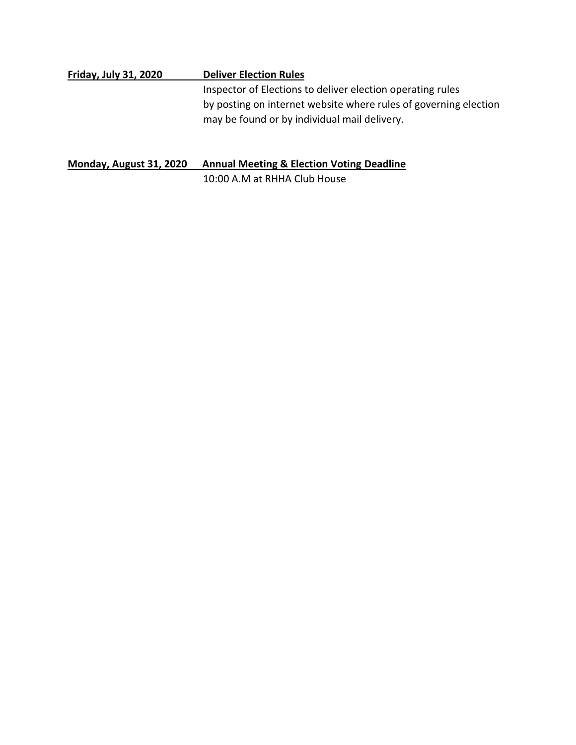**Friday, July 31, 2020** **Deliver Election Rules**

Inspector of Elections to deliver election operating rules by posting on internet website where rules of governing election may be found or by individual mail delivery.

**Monday, August 31, 2020** **Annual Meeting & Election Voting Deadline**

10:00 A.M at RHHA Club House